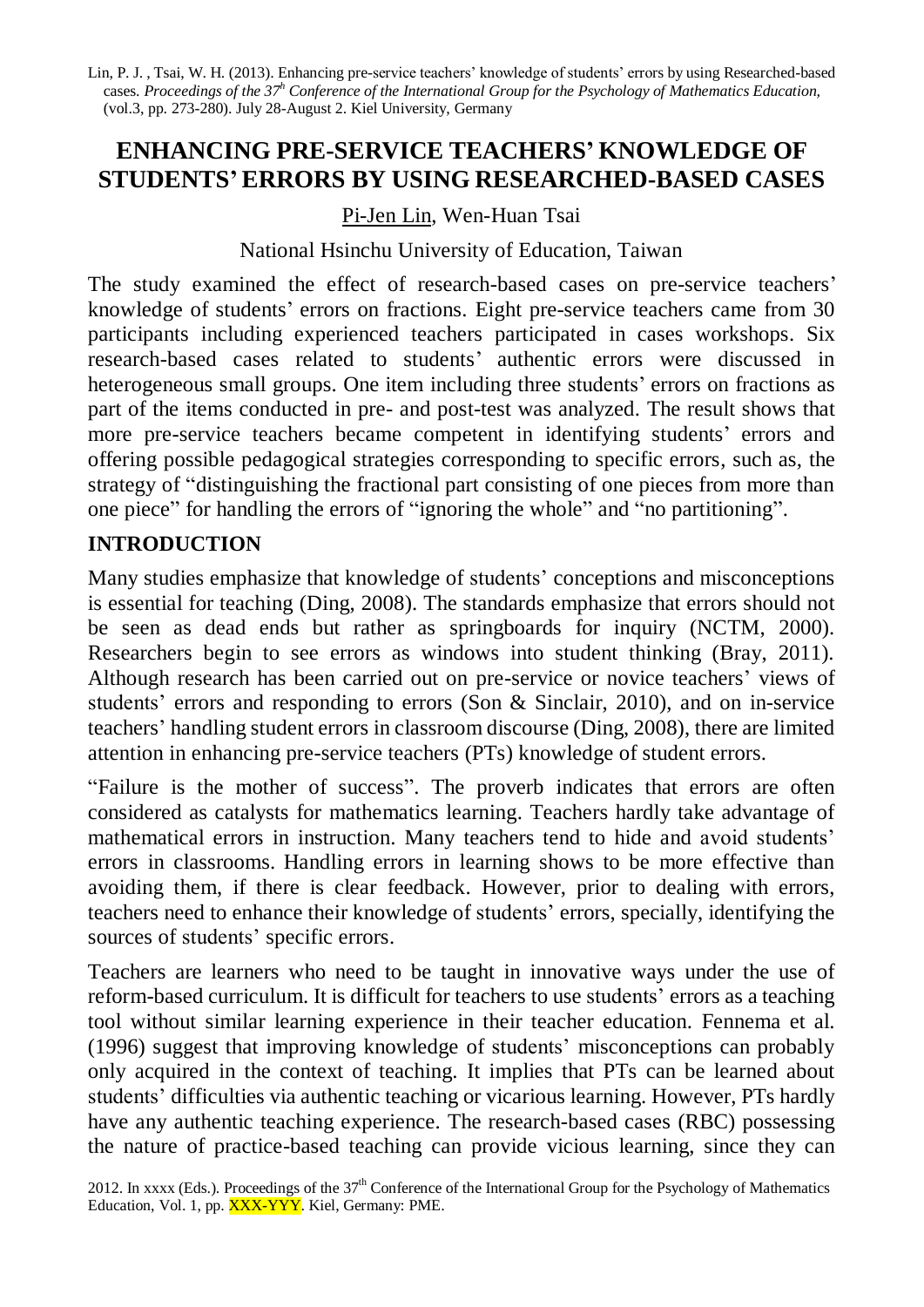Lin, P. J. , Tsai, W. H. (2013). Enhancing pre-service teachers' knowledge of students' errors by using Researched-based cases. *Proceedings of the 37h Conference of the International Group for the Psychology of Mathematics Education,* (vol.3, pp. 273-280). July 28-August 2. Kiel University, Germany

# ENHANCING PRE-SERVICE TEACHERS' KNOWLEDGE OF STUDENTS' ERRORS BY USING RESEARCHED-BASED CASES

Pi-Jen Lin, Wen-Huan Tsai

National Hsinchu University of Education, Taiwan

The study examined the effect of research-based cases on pre-service teachers' knowledge of students' errors on fractions. Eight pre-service teachers came from 30 participants including experienced teachers participated in cases workshops. Six research-based cases related to students' authentic errors were discussed in heterogeneous small groups. One item including three students' errors on fractions as part of the items conducted in pre- and post-test was analyzed. The result shows that more pre-service teachers became competent in identifying students' errors and offering possible pedagogical strategies corresponding to specific errors, such as, the strategy of "distinguishing the fractional part consisting of one pieces from more than one piece" for handling the errors of "ignoring the whole" and "no partitioning".

## INTRODUCTION

Many studies emphasize that knowledge of students' conceptions and misconceptions is essential for teaching (Ding, 2008). The standards emphasize that errors should not be seen as dead ends but rather as springboards for inquiry (NCTM, 2000). Researchers begin to see errors as windows into student thinking (Bray, 2011). Although research has been carried out on pre-service or novice teachers' views of students' errors and responding to errors (Son & Sinclair, 2010), and on in-service teachers' handling student errors in classroom discourse (Ding, 2008), there are limited attention in enhancing pre-service teachers (PTs) knowledge of student errors.

"Failure is the mother of success". The proverb indicates that errors are often considered as catalysts for mathematics learning. Teachers hardly take advantage of mathematical errors in instruction. Many teachers tend to hide and avoid students' errors in classrooms. Handling errors in learning shows to be more effective than avoiding them, if there is clear feedback. However, prior to dealing with errors, teachers need to enhance their knowledge of students' errors, specially, identifying the sources of students' specific errors.

Teachers are learners who need to be taught in innovative ways under the use of reform-based curriculum. It is difficult for teachers to use students' errors as a teaching tool without similar learning experience in their teacher education. Fennema et al. (1996) suggest that improving knowledge of students' misconceptions can probably only acquired in the context of teaching. It implies that PTs can be learned about students' difficulties via authentic teaching or vicarious learning. However, PTs hardly have any authentic teaching experience. The research-based cases (RBC) possessing the nature of practice-based teaching can provide vicious learning, since they can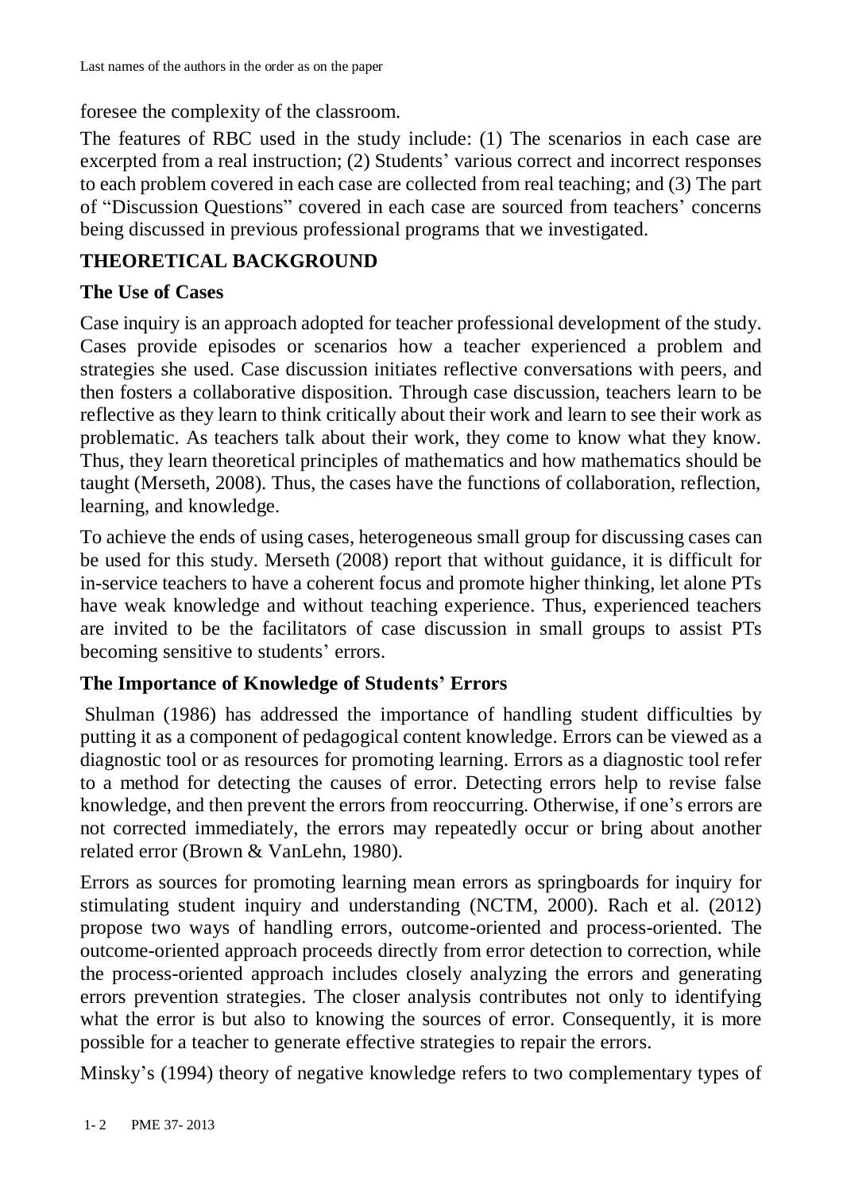foresee the complexity of the classroom.

The features of RBC used in the study include: (1) The scenarios in each case are excerpted from a real instruction; (2) Students' various correct and incorrect responses to each problem covered in each case are collected from real teaching; and (3) The part of "Discussion Questions" covered in each case are sourced from teachers' concerns being discussed in previous professional programs that we investigated.

## THEORETICAL BACKGROUND

### The Use of Cases

Case inquiry is an approach adopted for teacher professional development of the study. Cases provide episodes or scenarios how a teacher experienced a problem and strategies she used. Case discussion initiates reflective conversations with peers, and then fosters a collaborative disposition. Through case discussion, teachers learn to be reflective as they learn to think critically about their work and learn to see their work as problematic. As teachers talk about their work, they come to know what they know. Thus, they learn theoretical principles of mathematics and how mathematics should be taught (Merseth, 2008). Thus, the cases have the functions of collaboration, reflection, learning, and knowledge.

To achieve the ends of using cases, heterogeneous small group for discussing cases can be used for this study. Merseth (2008) report that without guidance, it is difficult for in-service teachers to have a coherent focus and promote higher thinking, let alone PTs have weak knowledge and without teaching experience. Thus, experienced teachers are invited to be the facilitators of case discussion in small groups to assist PTs becoming sensitive to students' errors.

### The Importance of Knowledge of Students' Errors

Shulman (1986) has addressed the importance of handling student difficulties by putting it as a component of pedagogical content knowledge. Errors can be viewed as a diagnostic tool or as resources for promoting learning. Errors as a diagnostic tool refer to a method for detecting the causes of error. Detecting errors help to revise false knowledge, and then prevent the errors from reoccurring. Otherwise, if one's errors are not corrected immediately, the errors may repeatedly occur or bring about another related error (Brown & VanLehn, 1980).

Errors as sources for promoting learning mean errors as springboards for inquiry for stimulating student inquiry and understanding (NCTM, 2000). Rach et al. (2012) propose two ways of handling errors, outcome-oriented and process-oriented. The outcome-oriented approach proceeds directly from error detection to correction, while the process-oriented approach includes closely analyzing the errors and generating errors prevention strategies. The closer analysis contributes not only to identifying what the error is but also to knowing the sources of error. Consequently, it is more possible for a teacher to generate effective strategies to repair the errors.

Minsky's (1994) theory of negative knowledge refers to two complementary types of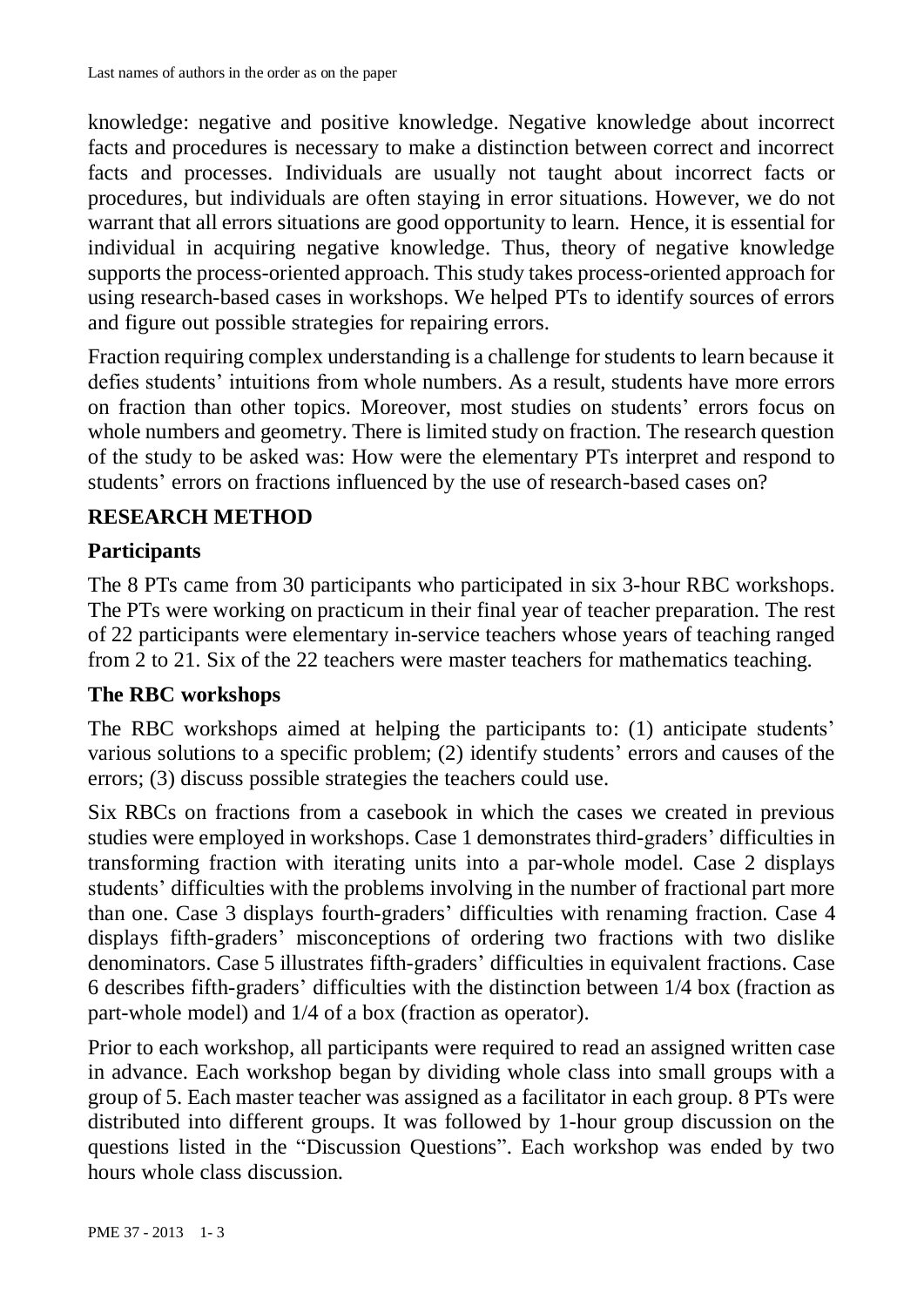knowledge: negative and positive knowledge. Negative knowledge about incorrect facts and procedures is necessary to make a distinction between correct and incorrect facts and processes. Individuals are usually not taught about incorrect facts or procedures, but individuals are often staying in error situations. However, we do not warrant that all errors situations are good opportunity to learn. Hence, it is essential for individual in acquiring negative knowledge. Thus, theory of negative knowledge supports the process-oriented approach. This study takes process-oriented approach for using research-based cases in workshops. We helped PTs to identify sources of errors and figure out possible strategies for repairing errors.

Fraction requiring complex understanding is a challenge for students to learn because it defies students' intuitions from whole numbers. As a result, students have more errors on fraction than other topics. Moreover, most studies on students' errors focus on whole numbers and geometry. There is limited study on fraction. The research question of the study to be asked was: How were the elementary PTs interpret and respond to students' errors on fractions influenced by the use of research-based cases on?

## RESEARCH METHOD

### Participants

The 8 PTs came from 30 participants who participated in six 3-hour RBC workshops. The PTs were working on practicum in their final year of teacher preparation. The rest of 22 participants were elementary in-service teachers whose years of teaching ranged from 2 to 21. Six of the 22 teachers were master teachers for mathematics teaching.

### The RBC workshops

The RBC workshops aimed at helping the participants to: (1) anticipate students' various solutions to a specific problem; (2) identify students' errors and causes of the errors; (3) discuss possible strategies the teachers could use.

Six RBCs on fractions from a casebook in which the cases we created in previous studies were employed in workshops. Case 1 demonstrates third-graders' difficulties in transforming fraction with iterating units into a par-whole model. Case 2 displays students' difficulties with the problems involving in the number of fractional part more than one. Case 3 displays fourth-graders' difficulties with renaming fraction. Case 4 displays fifth-graders' misconceptions of ordering two fractions with two dislike denominators. Case 5 illustrates fifth-graders' difficulties in equivalent fractions. Case 6 describes fifth-graders' difficulties with the distinction between 1/4 box (fraction as part-whole model) and 1/4 of a box (fraction as operator).

Prior to each workshop, all participants were required to read an assigned written case in advance. Each workshop began by dividing whole class into small groups with a group of 5. Each master teacher was assigned as a facilitator in each group. 8 PTs were distributed into different groups. It was followed by 1-hour group discussion on the questions listed in the "Discussion Questions". Each workshop was ended by two hours whole class discussion.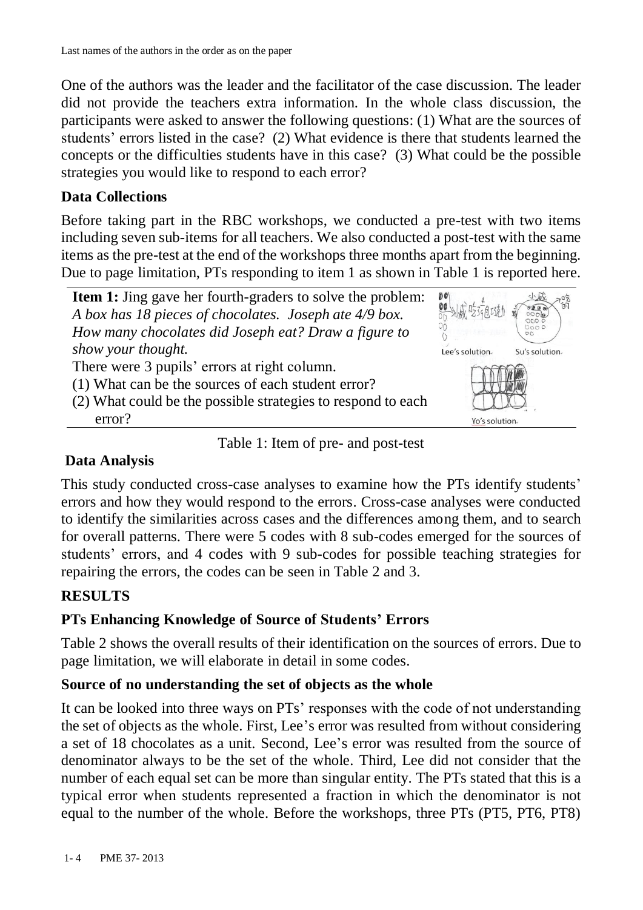One of the authors was the leader and the facilitator of the case discussion. The leader did not provide the teachers extra information. In the whole class discussion, the participants were asked to answer the following questions: (1) What are the sources of students' errors listed in the case? (2) What evidence is there that students learned the concepts or the difficulties students have in this case? (3) What could be the possible strategies you would like to respond to each error?

### Data Collections

Before taking part in the RBC workshops, we conducted a pre-test with two items including seven sub-items for all teachers. We also conducted a post-test with the same items as the pre-test at the end of the workshops three months apart from the beginning. Due to page limitation, PTs responding to item 1 as shown in Table 1 is reported here.

| **Item 1:** Jing gave her fourth-graders to solve the problem: *A box has 18 pieces of chocolates. Joseph ate 4/9 box. How many chocolates did Joseph eat? Draw a figure to show your thought.*<br>There were 3 pupils' errors at right column.<br>(1) What can be the sources of each student error?<br>(2) What could be the possible strategies to respond to each error? | Lee's solution　Su's solution<br>Yo's solution |
|---|---|

Table 1: Item of pre- and post-test

### Data Analysis

This study conducted cross-case analyses to examine how the PTs identify students' errors and how they would respond to the errors. Cross-case analyses were conducted to identify the similarities across cases and the differences among them, and to search for overall patterns. There were 5 codes with 8 sub-codes emerged for the sources of students' errors, and 4 codes with 9 sub-codes for possible teaching strategies for repairing the errors, the codes can be seen in Table 2 and 3.

## RESULTS

### PTs Enhancing Knowledge of Source of Students' Errors

Table 2 shows the overall results of their identification on the sources of errors. Due to page limitation, we will elaborate in detail in some codes.

### Source of no understanding the set of objects as the whole

It can be looked into three ways on PTs' responses with the code of not understanding the set of objects as the whole. First, Lee's error was resulted from without considering a set of 18 chocolates as a unit. Second, Lee's error was resulted from the source of denominator always to be the set of the whole. Third, Lee did not consider that the number of each equal set can be more than singular entity. The PTs stated that this is a typical error when students represented a fraction in which the denominator is not equal to the number of the whole. Before the workshops, three PTs (PT5, PT6, PT8)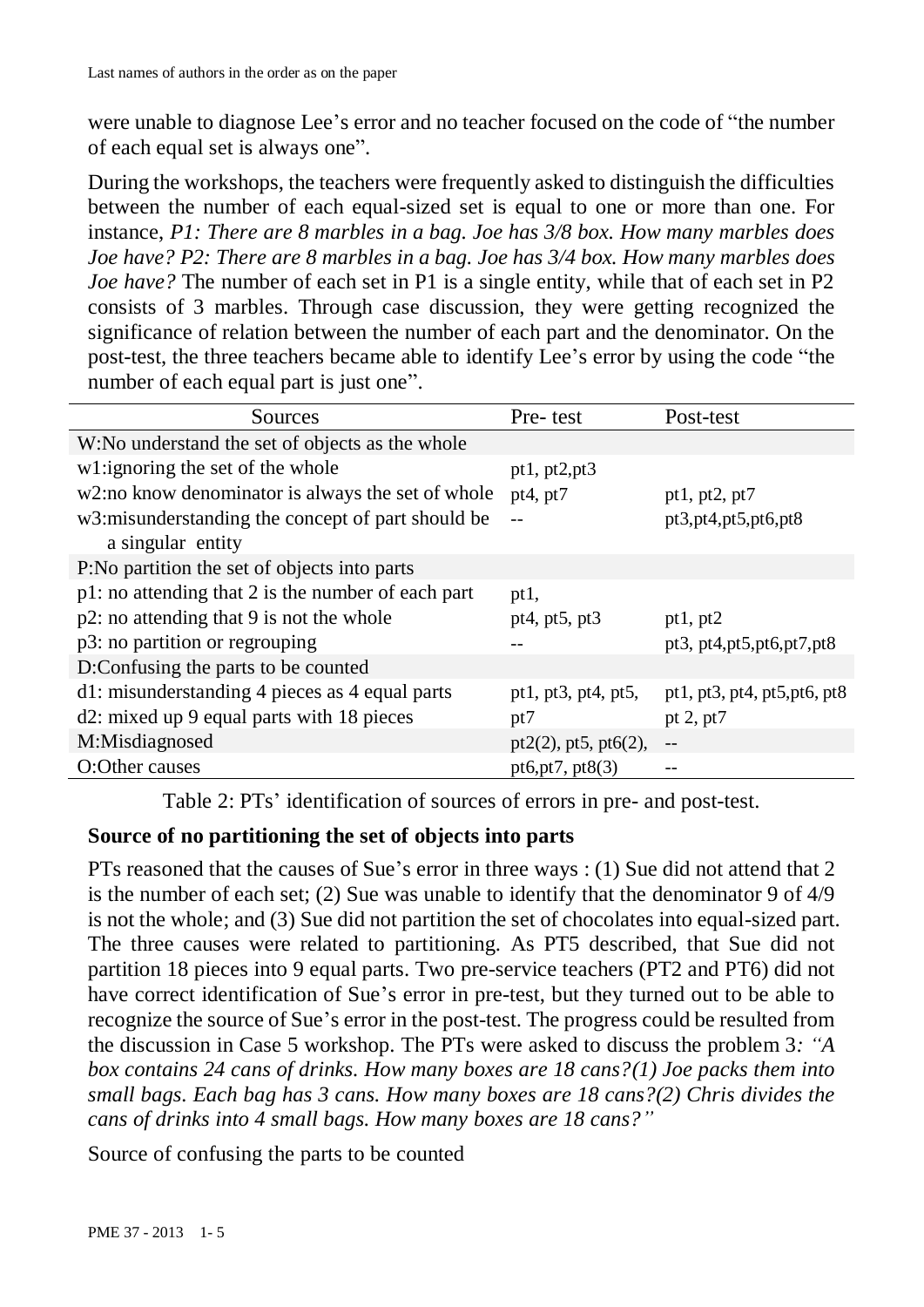were unable to diagnose Lee's error and no teacher focused on the code of "the number of each equal set is always one".

During the workshops, the teachers were frequently asked to distinguish the difficulties between the number of each equal-sized set is equal to one or more than one. For instance, *P1: There are 8 marbles in a bag. Joe has 3/8 box. How many marbles does Joe have? P2: There are 8 marbles in a bag. Joe has 3/4 box. How many marbles does Joe have?* The number of each set in P1 is a single entity, while that of each set in P2 consists of 3 marbles. Through case discussion, they were getting recognized the significance of relation between the number of each part and the denominator. On the post-test, the three teachers became able to identify Lee's error by using the code "the number of each equal part is just one".

| Sources | Pre- test | Post-test |
|---|---|---|
| W:No understand the set of objects as the whole | | |
| w1:ignoring the set of the whole | pt1, pt2,pt3 | |
| w2:no know denominator is always the set of whole | pt4, pt7 | pt1, pt2, pt7 |
| w3:misunderstanding the concept of part should be a singular entity | -- | pt3,pt4,pt5,pt6,pt8 |
| P:No partition the set of objects into parts | | |
| p1: no attending that 2 is the number of each part | pt1, | |
| p2: no attending that 9 is not the whole | pt4, pt5, pt3 | pt1, pt2 |
| p3: no partition or regrouping | -- | pt3, pt4,pt5,pt6,pt7,pt8 |
| D:Confusing the parts to be counted | | |
| d1: misunderstanding 4 pieces as 4 equal parts | pt1, pt3, pt4, pt5, | pt1, pt3, pt4, pt5,pt6, pt8 |
| d2: mixed up 9 equal parts with 18 pieces | pt7 | pt 2, pt7 |
| M:Misdiagnosed | pt2(2), pt5, pt6(2), | -- |
| O:Other causes | pt6,pt7, pt8(3) | -- |

Table 2: PTs' identification of sources of errors in pre- and post-test.

**Source of no partitioning the set of objects into parts**

PTs reasoned that the causes of Sue's error in three ways : (1) Sue did not attend that 2 is the number of each set; (2) Sue was unable to identify that the denominator 9 of 4/9 is not the whole; and (3) Sue did not partition the set of chocolates into equal-sized part. The three causes were related to partitioning. As PT5 described, that Sue did not partition 18 pieces into 9 equal parts. Two pre-service teachers (PT2 and PT6) did not have correct identification of Sue's error in pre-test, but they turned out to be able to recognize the source of Sue's error in the post-test. The progress could be resulted from the discussion in Case 5 workshop. The PTs were asked to discuss the problem 3*: "A box contains 24 cans of drinks. How many boxes are 18 cans?(1) Joe packs them into small bags. Each bag has 3 cans. How many boxes are 18 cans?(2) Chris divides the cans of drinks into 4 small bags. How many boxes are 18 cans?"*

Source of confusing the parts to be counted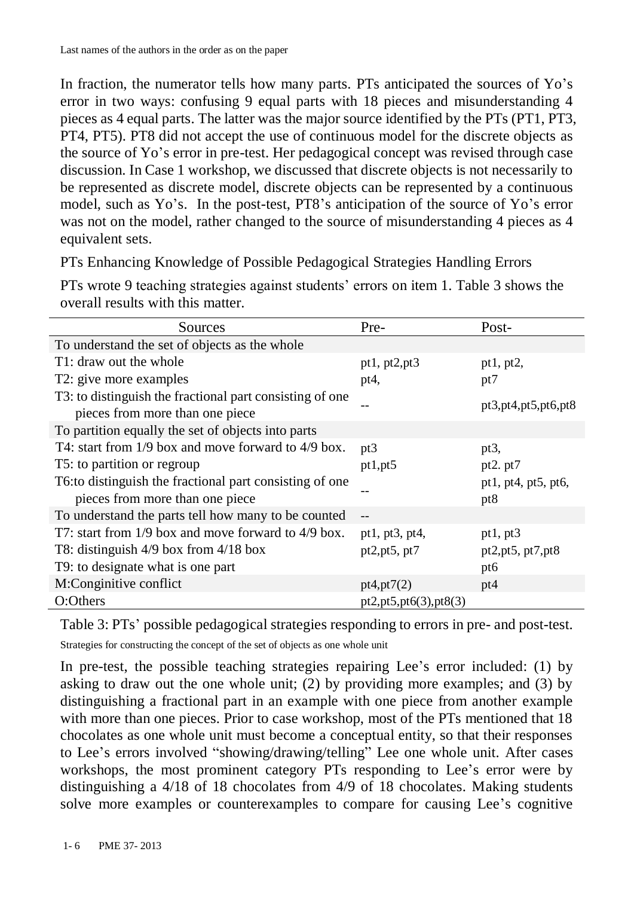In fraction, the numerator tells how many parts. PTs anticipated the sources of Yo's error in two ways: confusing 9 equal parts with 18 pieces and misunderstanding 4 pieces as 4 equal parts. The latter was the major source identified by the PTs (PT1, PT3, PT4, PT5). PT8 did not accept the use of continuous model for the discrete objects as the source of Yo's error in pre-test. Her pedagogical concept was revised through case discussion. In Case 1 workshop, we discussed that discrete objects is not necessarily to be represented as discrete model, discrete objects can be represented by a continuous model, such as Yo's. In the post-test, PT8's anticipation of the source of Yo's error was not on the model, rather changed to the source of misunderstanding 4 pieces as 4 equivalent sets.

### PTs Enhancing Knowledge of Possible Pedagogical Strategies Handling Errors

PTs wrote 9 teaching strategies against students' errors on item 1. Table 3 shows the overall results with this matter.

| Sources | Pre- | Post- |
|---|---|---|
| To understand the set of objects as the whole | | |
| T1: draw out the whole | pt1, pt2,pt3 | pt1, pt2, |
| T2: give more examples | pt4, | pt7 |
| T3: to distinguish the fractional part consisting of one pieces from more than one piece | -- | pt3,pt4,pt5,pt6,pt8 |
| To partition equally the set of objects into parts | | |
| T4: start from 1/9 box and move forward to 4/9 box. | pt3 | pt3, |
| T5: to partition or regroup | pt1,pt5 | pt2. pt7 |
| T6:to distinguish the fractional part consisting of one pieces from more than one piece | -- | pt1, pt4, pt5, pt6, pt8 |
| To understand the parts tell how many to be counted | -- | |
| T7: start from 1/9 box and move forward to 4/9 box. | pt1, pt3, pt4, | pt1, pt3 |
| T8: distinguish 4/9 box from 4/18 box | pt2,pt5, pt7 | pt2,pt5, pt7,pt8 |
| T9: to designate what is one part | | pt6 |
| M:Conginitive conflict | pt4,pt7(2) | pt4 |
| O:Others | pt2,pt5,pt6(3),pt8(3) | |

Table 3: PTs' possible pedagogical strategies responding to errors in pre- and post-test.

#### Strategies for constructing the concept of the set of objects as one whole unit

In pre-test, the possible teaching strategies repairing Lee's error included: (1) by asking to draw out the one whole unit; (2) by providing more examples; and (3) by distinguishing a fractional part in an example with one piece from another example with more than one pieces. Prior to case workshop, most of the PTs mentioned that 18 chocolates as one whole unit must become a conceptual entity, so that their responses to Lee's errors involved "showing/drawing/telling" Lee one whole unit. After cases workshops, the most prominent category PTs responding to Lee's error were by distinguishing a 4/18 of 18 chocolates from 4/9 of 18 chocolates. Making students solve more examples or counterexamples to compare for causing Lee's cognitive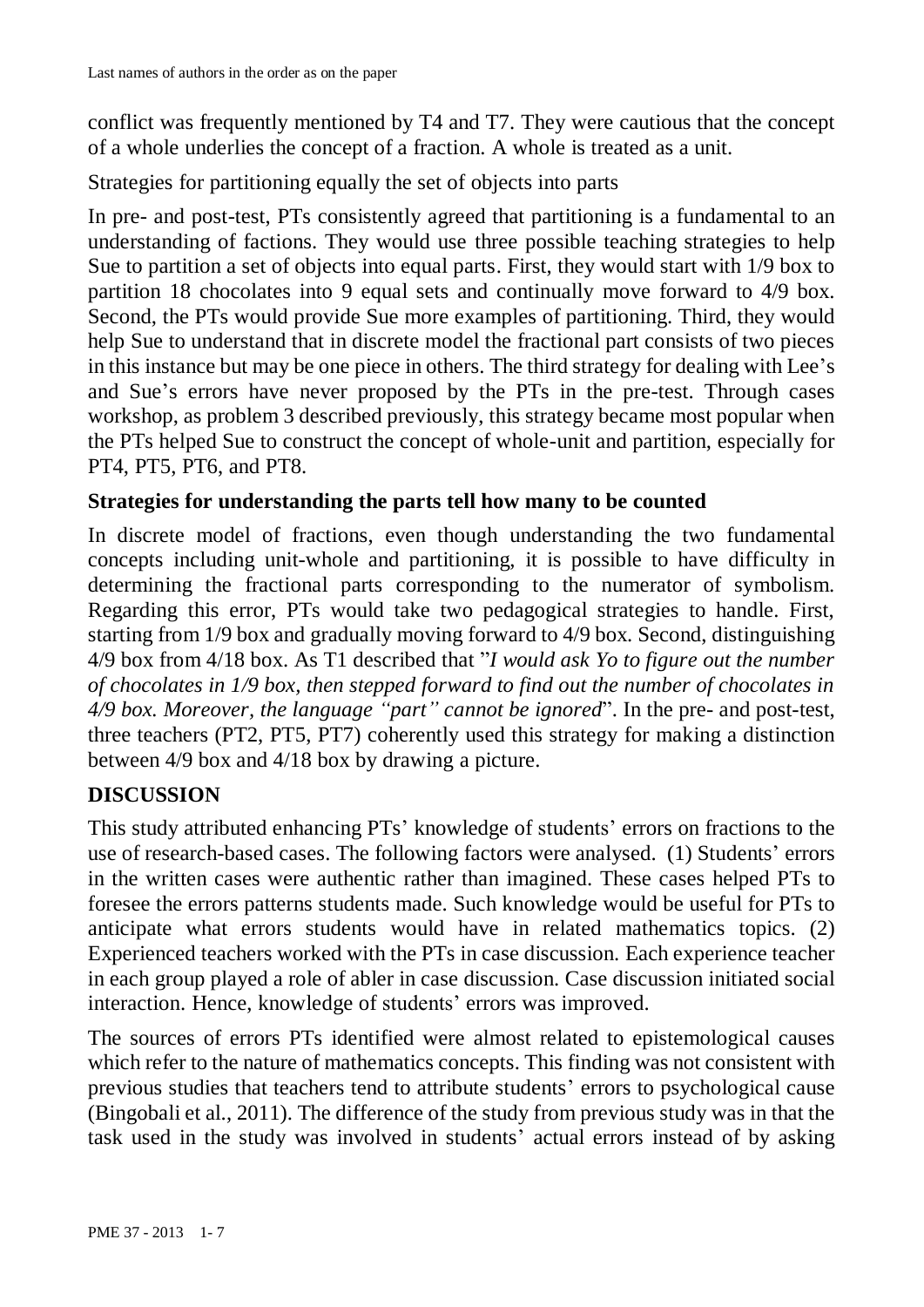conflict was frequently mentioned by T4 and T7. They were cautious that the concept of a whole underlies the concept of a fraction. A whole is treated as a unit.

Strategies for partitioning equally the set of objects into parts

In pre- and post-test, PTs consistently agreed that partitioning is a fundamental to an understanding of factions. They would use three possible teaching strategies to help Sue to partition a set of objects into equal parts. First, they would start with 1/9 box to partition 18 chocolates into 9 equal sets and continually move forward to 4/9 box. Second, the PTs would provide Sue more examples of partitioning. Third, they would help Sue to understand that in discrete model the fractional part consists of two pieces in this instance but may be one piece in others. The third strategy for dealing with Lee's and Sue's errors have never proposed by the PTs in the pre-test. Through cases workshop, as problem 3 described previously, this strategy became most popular when the PTs helped Sue to construct the concept of whole-unit and partition, especially for PT4, PT5, PT6, and PT8.

### Strategies for understanding the parts tell how many to be counted

In discrete model of fractions, even though understanding the two fundamental concepts including unit-whole and partitioning, it is possible to have difficulty in determining the fractional parts corresponding to the numerator of symbolism. Regarding this error, PTs would take two pedagogical strategies to handle. First, starting from 1/9 box and gradually moving forward to 4/9 box. Second, distinguishing 4/9 box from 4/18 box. As T1 described that "*I would ask Yo to figure out the number of chocolates in 1/9 box, then stepped forward to find out the number of chocolates in 4/9 box. Moreover, the language "part" cannot be ignored*". In the pre- and post-test, three teachers (PT2, PT5, PT7) coherently used this strategy for making a distinction between 4/9 box and 4/18 box by drawing a picture.

## DISCUSSION

This study attributed enhancing PTs' knowledge of students' errors on fractions to the use of research-based cases. The following factors were analysed. (1) Students' errors in the written cases were authentic rather than imagined. These cases helped PTs to foresee the errors patterns students made. Such knowledge would be useful for PTs to anticipate what errors students would have in related mathematics topics. (2) Experienced teachers worked with the PTs in case discussion. Each experience teacher in each group played a role of abler in case discussion. Case discussion initiated social interaction. Hence, knowledge of students' errors was improved.

The sources of errors PTs identified were almost related to epistemological causes which refer to the nature of mathematics concepts. This finding was not consistent with previous studies that teachers tend to attribute students' errors to psychological cause (Bingobali et al., 2011). The difference of the study from previous study was in that the task used in the study was involved in students' actual errors instead of by asking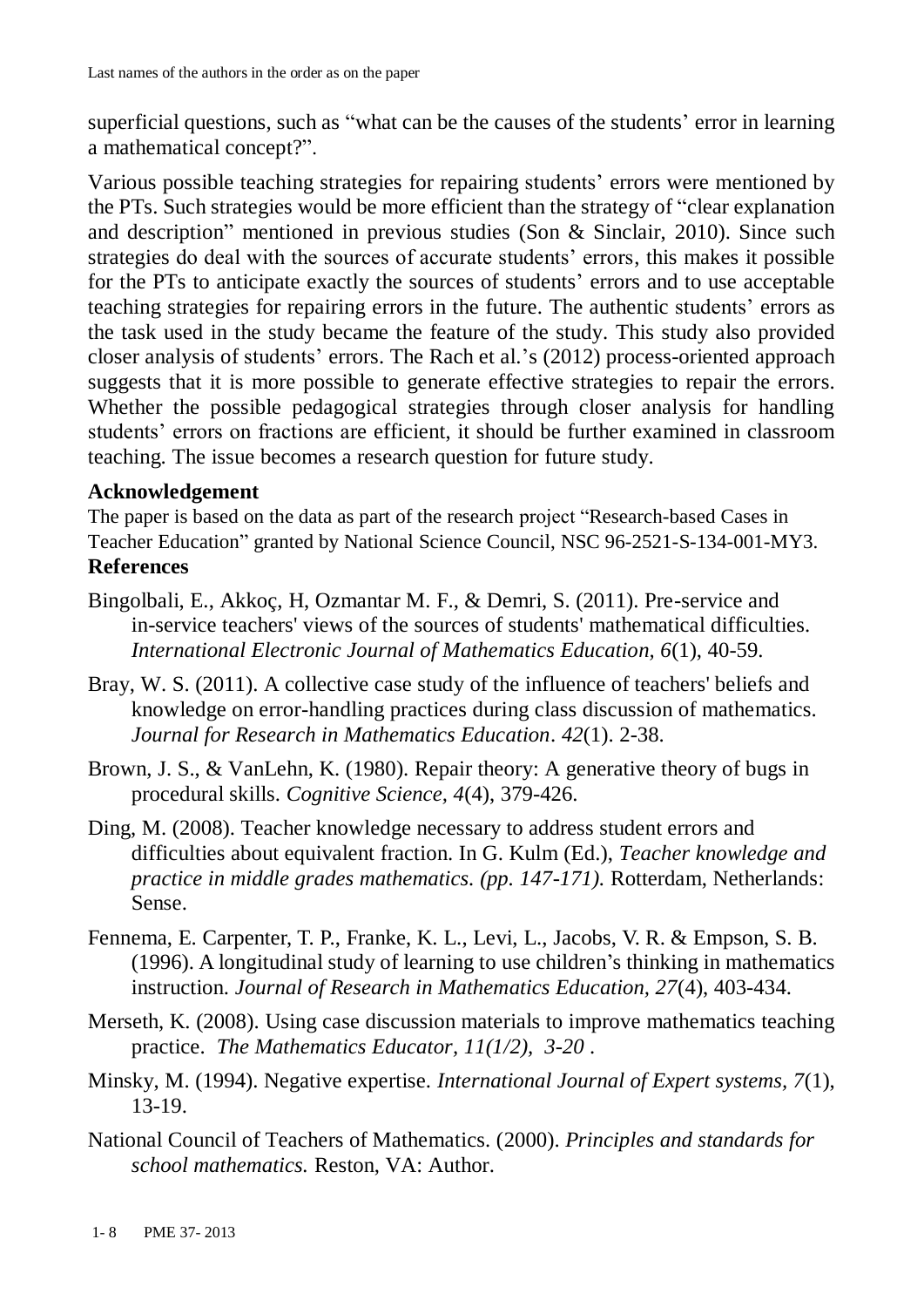superficial questions, such as "what can be the causes of the students' error in learning a mathematical concept?".

Various possible teaching strategies for repairing students' errors were mentioned by the PTs. Such strategies would be more efficient than the strategy of "clear explanation and description" mentioned in previous studies (Son & Sinclair, 2010). Since such strategies do deal with the sources of accurate students' errors, this makes it possible for the PTs to anticipate exactly the sources of students' errors and to use acceptable teaching strategies for repairing errors in the future. The authentic students' errors as the task used in the study became the feature of the study. This study also provided closer analysis of students' errors. The Rach et al.'s (2012) process-oriented approach suggests that it is more possible to generate effective strategies to repair the errors. Whether the possible pedagogical strategies through closer analysis for handling students' errors on fractions are efficient, it should be further examined in classroom teaching. The issue becomes a research question for future study.

## Acknowledgement

The paper is based on the data as part of the research project "Research-based Cases in Teacher Education" granted by National Science Council, NSC 96-2521-S-134-001-MY3.

## References

Bingolbali, E., Akkoç, H, Ozmantar M. F., & Demri, S. (2011). Pre-service and in-service teachers' views of the sources of students' mathematical difficulties. *International Electronic Journal of Mathematics Education, 6*(1), 40-59.

Bray, W. S. (2011). A collective case study of the influence of teachers' beliefs and knowledge on error-handling practices during class discussion of mathematics. *Journal for Research in Mathematics Education*. *42*(1). 2-38.

Brown, J. S., & VanLehn, K. (1980). Repair theory: A generative theory of bugs in procedural skills. *Cognitive Science, 4*(4), 379-426.

Ding, M. (2008). Teacher knowledge necessary to address student errors and difficulties about equivalent fraction. In G. Kulm (Ed.), *Teacher knowledge and practice in middle grades mathematics. (pp. 147-171).* Rotterdam, Netherlands: Sense.

Fennema, E. Carpenter, T. P., Franke, K. L., Levi, L., Jacobs, V. R. & Empson, S. B. (1996). A longitudinal study of learning to use children's thinking in mathematics instruction. *Journal of Research in Mathematics Education, 27*(4), 403-434.

Merseth, K. (2008). Using case discussion materials to improve mathematics teaching practice. *The Mathematics Educator, 11(1/2), 3-20* .

Minsky, M. (1994). Negative expertise. *International Journal of Expert systems, 7*(1), 13-19.

National Council of Teachers of Mathematics. (2000). *Principles and standards for school mathematics.* Reston, VA: Author.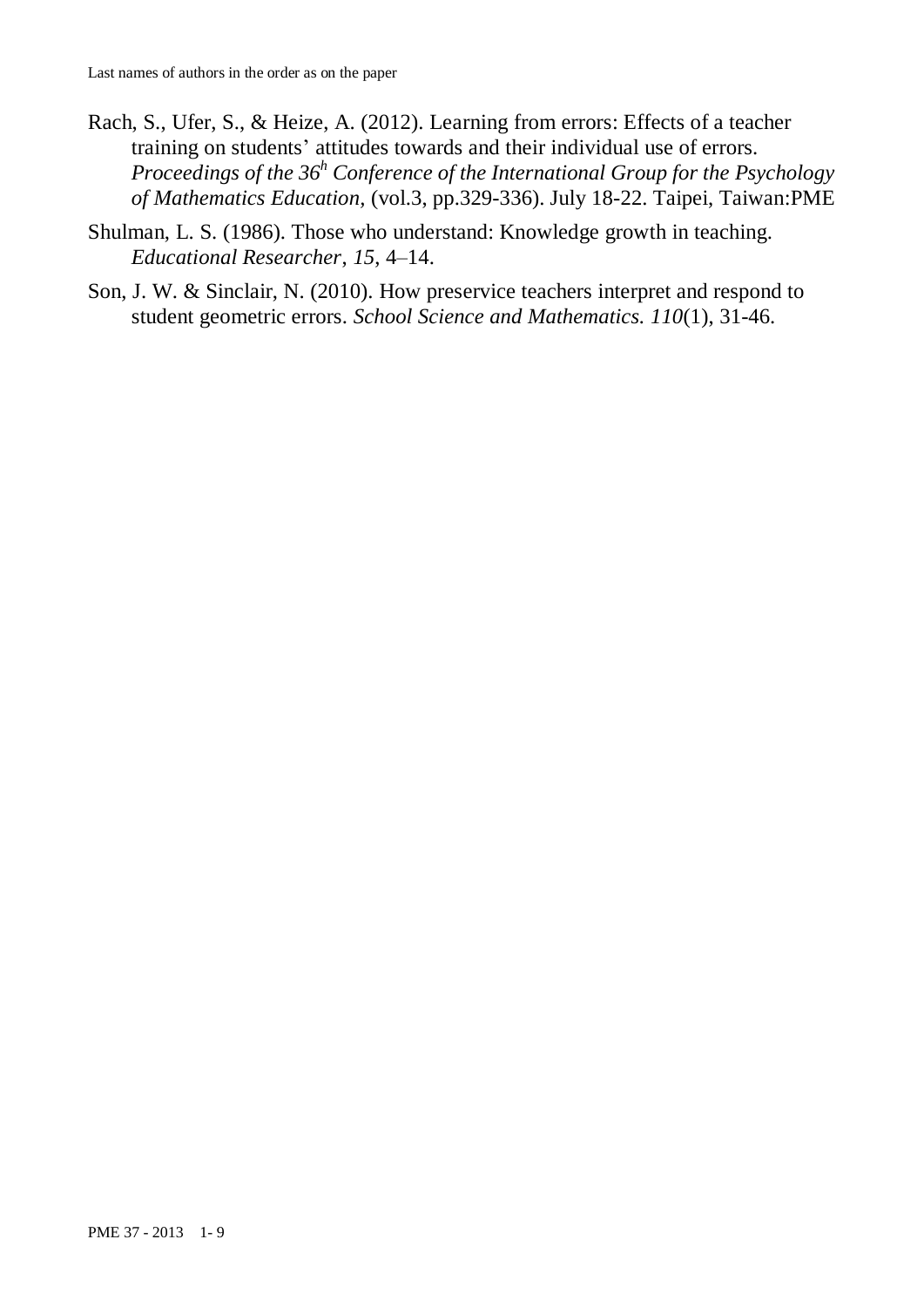Rach, S., Ufer, S., & Heize, A. (2012). Learning from errors: Effects of a teacher training on students' attitudes towards and their individual use of errors. *Proceedings of the 36[h] Conference of the International Group for the Psychology of Mathematics Education*, (vol.3, pp.329-336). July 18-22. Taipei, Taiwan:PME

Shulman, L. S. (1986). Those who understand: Knowledge growth in teaching. *Educational Researcher*, *15*, 4–14.

Son, J. W. & Sinclair, N. (2010). How preservice teachers interpret and respond to student geometric errors. *School Science and Mathematics. 110*(1), 31-46.